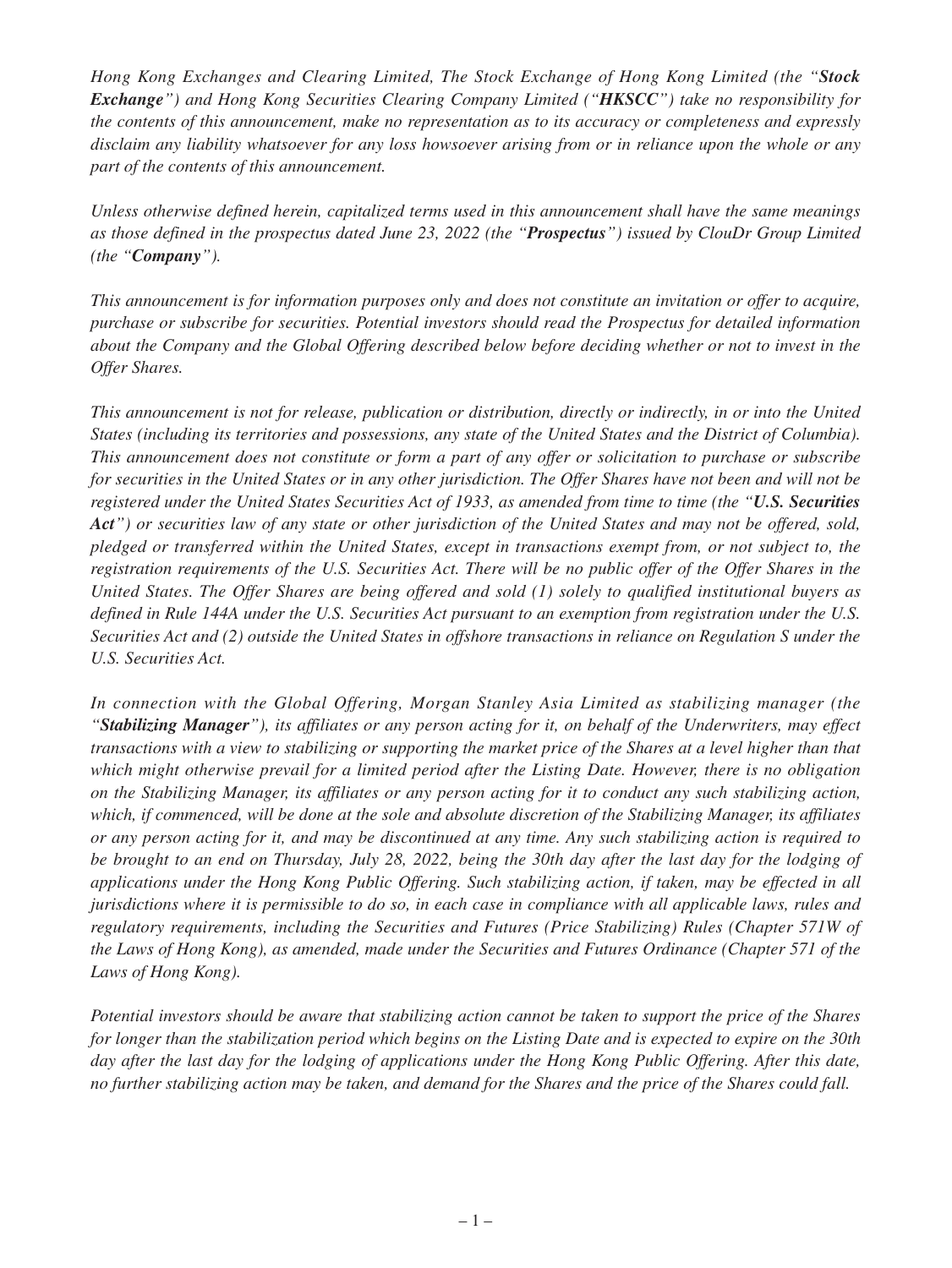*Hong Kong Exchanges and Clearing Limited, The Stock Exchange of Hong Kong Limited (the "**Stock Exchange**") and Hong Kong Securities Clearing Company Limited ("**HKSCC**") take no responsibility for the contents of this announcement, make no representation as to its accuracy or completeness and expressly disclaim any liability whatsoever for any loss howsoever arising from or in reliance upon the whole or any part of the contents of this announcement.*

*Unless otherwise defined herein, capitalized terms used in this announcement shall have the same meanings as those defined in the prospectus dated June 23, 2022 (the "**Prospectus**") issued by ClouDr Group Limited (the "**Company**").*

*This announcement is for information purposes only and does not constitute an invitation or offer to acquire, purchase or subscribe for securities. Potential investors should read the Prospectus for detailed information about the Company and the Global Offering described below before deciding whether or not to invest in the Offer Shares.*

*This announcement is not for release, publication or distribution, directly or indirectly, in or into the United States (including its territories and possessions, any state of the United States and the District of Columbia). This announcement does not constitute or form a part of any offer or solicitation to purchase or subscribe for securities in the United States or in any other jurisdiction. The Offer Shares have not been and will not be registered under the United States Securities Act of 1933, as amended from time to time (the "**U.S. Securities Act**") or securities law of any state or other jurisdiction of the United States and may not be offered, sold, pledged or transferred within the United States, except in transactions exempt from, or not subject to, the registration requirements of the U.S. Securities Act. There will be no public offer of the Offer Shares in the United States. The Offer Shares are being offered and sold (1) solely to qualified institutional buyers as defined in Rule 144A under the U.S. Securities Act pursuant to an exemption from registration under the U.S. Securities Act and (2) outside the United States in offshore transactions in reliance on Regulation S under the U.S. Securities Act.*

*In connection with the Global Offering, Morgan Stanley Asia Limited as stabilizing manager (the "**Stabilizing Manager**"), its affiliates or any person acting for it, on behalf of the Underwriters, may effect transactions with a view to stabilizing or supporting the market price of the Shares at a level higher than that which might otherwise prevail for a limited period after the Listing Date. However, there is no obligation on the Stabilizing Manager, its affiliates or any person acting for it to conduct any such stabilizing action, which, if commenced, will be done at the sole and absolute discretion of the Stabilizing Manager, its affiliates or any person acting for it, and may be discontinued at any time. Any such stabilizing action is required to be brought to an end on Thursday, July 28, 2022, being the 30th day after the last day for the lodging of applications under the Hong Kong Public Offering. Such stabilizing action, if taken, may be effected in all jurisdictions where it is permissible to do so, in each case in compliance with all applicable laws, rules and regulatory requirements, including the Securities and Futures (Price Stabilizing) Rules (Chapter 571W of the Laws of Hong Kong), as amended, made under the Securities and Futures Ordinance (Chapter 571 of the Laws of Hong Kong).*

*Potential investors should be aware that stabilizing action cannot be taken to support the price of the Shares for longer than the stabilization period which begins on the Listing Date and is expected to expire on the 30th day after the last day for the lodging of applications under the Hong Kong Public Offering. After this date, no further stabilizing action may be taken, and demand for the Shares and the price of the Shares could fall.*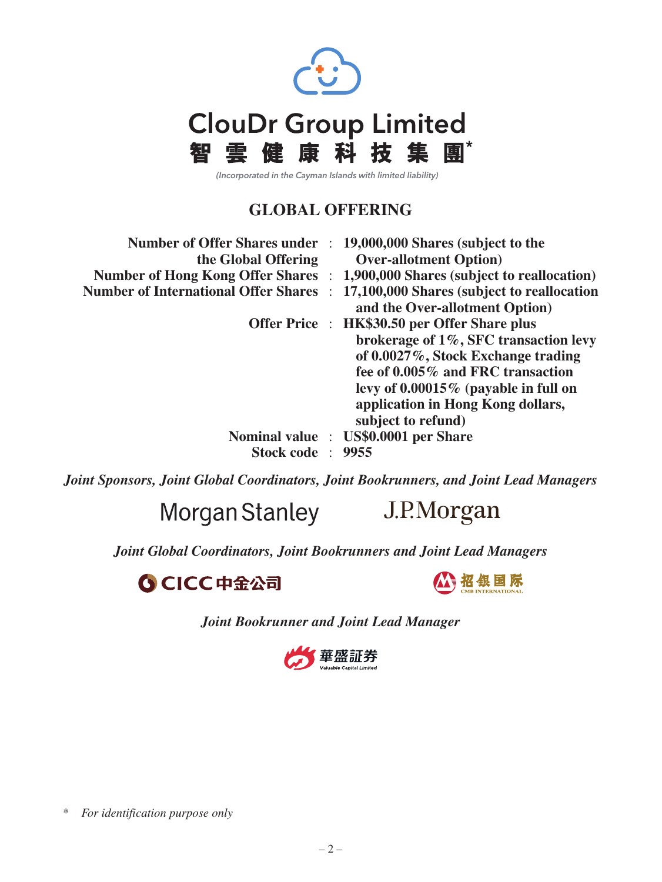# ClouDr Group Limited

# 智雲健康科技集團*

*(Incorporated in the Cayman Islands with limited liability)*

## GLOBAL OFFERING

| | | |
|---|---|---|
| **Number of Offer Shares under the Global Offering** | : | **19,000,000 Shares (subject to the Over-allotment Option)** |
| **Number of Hong Kong Offer Shares** | : | **1,900,000 Shares (subject to reallocation)** |
| **Number of International Offer Shares** | : | **17,100,000 Shares (subject to reallocation and the Over-allotment Option)** |
| **Offer Price** | : | **HK$30.50 per Offer Share plus brokerage of 1%, SFC transaction levy of 0.0027%, Stock Exchange trading fee of 0.005% and FRC transaction levy of 0.00015% (payable in full on application in Hong Kong dollars, subject to refund)** |
| **Nominal value** | : | **US$0.0001 per Share** |
| **Stock code** | : | **9955** |

***Joint Sponsors, Joint Global Coordinators, Joint Bookrunners, and Joint Lead Managers***

Morgan Stanley

J.P.Morgan

***Joint Global Coordinators, Joint Bookrunners and Joint Lead Managers***

CICC 中金公司

招銀国际 CMB INTERNATIONAL

***Joint Bookrunner and Joint Lead Manager***

華盛証券 Valuable Capital Limited

\* *For identification purpose only*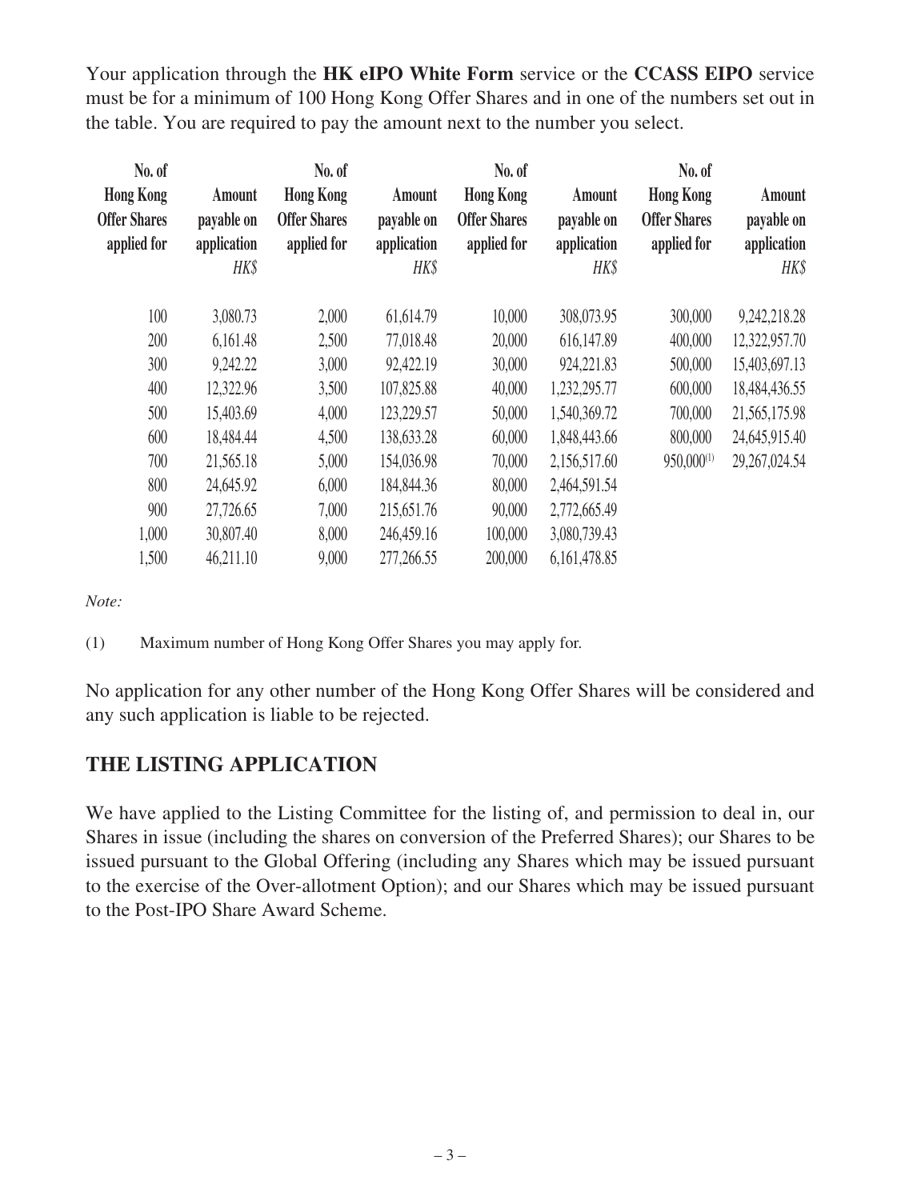Your application through the **HK eIPO White Form** service or the **CCASS EIPO** service must be for a minimum of 100 Hong Kong Offer Shares and in one of the numbers set out in the table. You are required to pay the amount next to the number you select.

| No. of Hong Kong Offer Shares applied for | Amount payable on application *HK$* | No. of Hong Kong Offer Shares applied for | Amount payable on application *HK$* | No. of Hong Kong Offer Shares applied for | Amount payable on application *HK$* | No. of Hong Kong Offer Shares applied for | Amount payable on application *HK$* |
|---|---|---|---|---|---|---|---|
| 100 | 3,080.73 | 2,000 | 61,614.79 | 10,000 | 308,073.95 | 300,000 | 9,242,218.28 |
| 200 | 6,161.48 | 2,500 | 77,018.48 | 20,000 | 616,147.89 | 400,000 | 12,322,957.70 |
| 300 | 9,242.22 | 3,000 | 92,422.19 | 30,000 | 924,221.83 | 500,000 | 15,403,697.13 |
| 400 | 12,322.96 | 3,500 | 107,825.88 | 40,000 | 1,232,295.77 | 600,000 | 18,484,436.55 |
| 500 | 15,403.69 | 4,000 | 123,229.57 | 50,000 | 1,540,369.72 | 700,000 | 21,565,175.98 |
| 600 | 18,484.44 | 4,500 | 138,633.28 | 60,000 | 1,848,443.66 | 800,000 | 24,645,915.40 |
| 700 | 21,565.18 | 5,000 | 154,036.98 | 70,000 | 2,156,517.60 | 950,000[(1)] | 29,267,024.54 |
| 800 | 24,645.92 | 6,000 | 184,844.36 | 80,000 | 2,464,591.54 | | |
| 900 | 27,726.65 | 7,000 | 215,651.76 | 90,000 | 2,772,665.49 | | |
| 1,000 | 30,807.40 | 8,000 | 246,459.16 | 100,000 | 3,080,739.43 | | |
| 1,500 | 46,211.10 | 9,000 | 277,266.55 | 200,000 | 6,161,478.85 | | |

*Note:*

(1) Maximum number of Hong Kong Offer Shares you may apply for.

No application for any other number of the Hong Kong Offer Shares will be considered and any such application is liable to be rejected.

## THE LISTING APPLICATION

We have applied to the Listing Committee for the listing of, and permission to deal in, our Shares in issue (including the shares on conversion of the Preferred Shares); our Shares to be issued pursuant to the Global Offering (including any Shares which may be issued pursuant to the exercise of the Over-allotment Option); and our Shares which may be issued pursuant to the Post-IPO Share Award Scheme.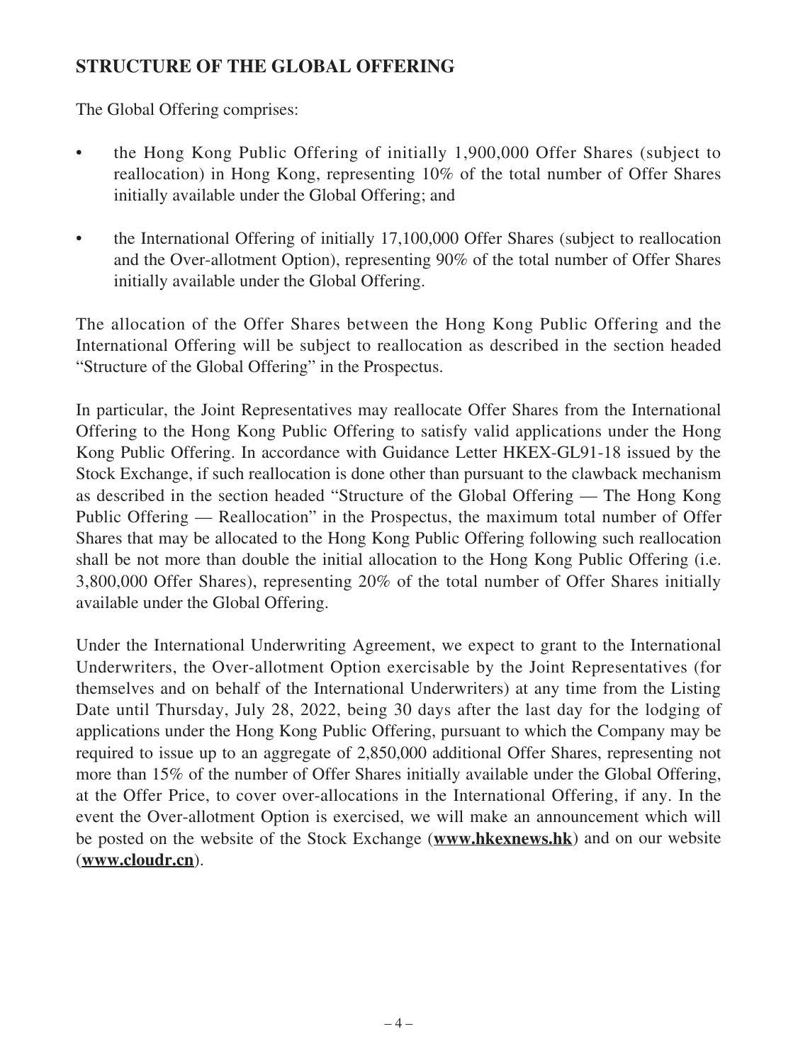## STRUCTURE OF THE GLOBAL OFFERING

The Global Offering comprises:

- the Hong Kong Public Offering of initially 1,900,000 Offer Shares (subject to reallocation) in Hong Kong, representing 10% of the total number of Offer Shares initially available under the Global Offering; and
- the International Offering of initially 17,100,000 Offer Shares (subject to reallocation and the Over-allotment Option), representing 90% of the total number of Offer Shares initially available under the Global Offering.

The allocation of the Offer Shares between the Hong Kong Public Offering and the International Offering will be subject to reallocation as described in the section headed "Structure of the Global Offering" in the Prospectus.

In particular, the Joint Representatives may reallocate Offer Shares from the International Offering to the Hong Kong Public Offering to satisfy valid applications under the Hong Kong Public Offering. In accordance with Guidance Letter HKEX-GL91-18 issued by the Stock Exchange, if such reallocation is done other than pursuant to the clawback mechanism as described in the section headed "Structure of the Global Offering — The Hong Kong Public Offering — Reallocation" in the Prospectus, the maximum total number of Offer Shares that may be allocated to the Hong Kong Public Offering following such reallocation shall be not more than double the initial allocation to the Hong Kong Public Offering (i.e. 3,800,000 Offer Shares), representing 20% of the total number of Offer Shares initially available under the Global Offering.

Under the International Underwriting Agreement, we expect to grant to the International Underwriters, the Over-allotment Option exercisable by the Joint Representatives (for themselves and on behalf of the International Underwriters) at any time from the Listing Date until Thursday, July 28, 2022, being 30 days after the last day for the lodging of applications under the Hong Kong Public Offering, pursuant to which the Company may be required to issue up to an aggregate of 2,850,000 additional Offer Shares, representing not more than 15% of the number of Offer Shares initially available under the Global Offering, at the Offer Price, to cover over-allocations in the International Offering, if any. In the event the Over-allotment Option is exercised, we will make an announcement which will be posted on the website of the Stock Exchange (**www.hkexnews.hk**) and on our website (**www.cloudr.cn**).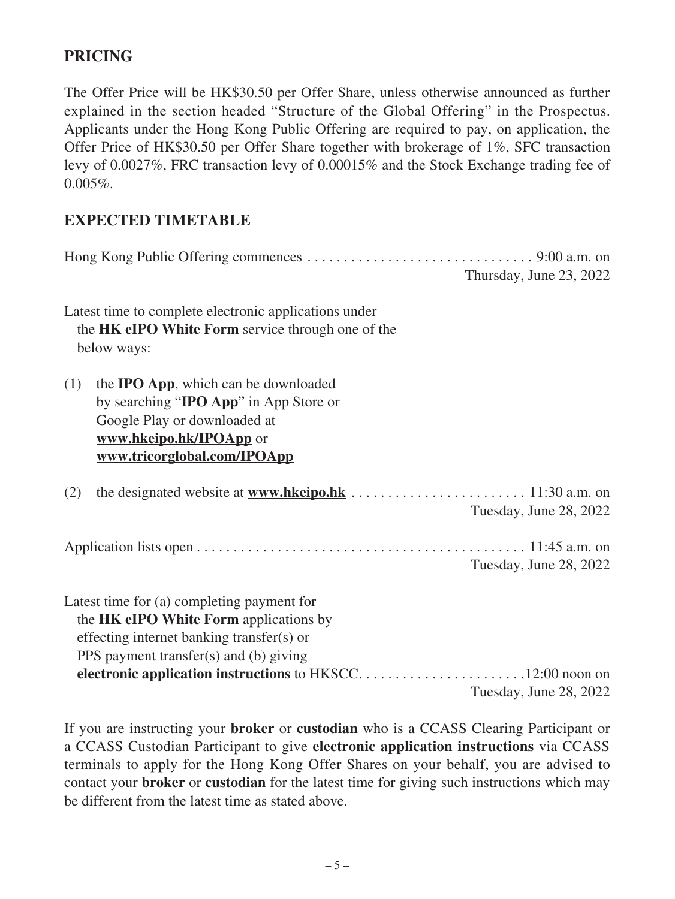## PRICING

The Offer Price will be HK$30.50 per Offer Share, unless otherwise announced as further explained in the section headed "Structure of the Global Offering" in the Prospectus. Applicants under the Hong Kong Public Offering are required to pay, on application, the Offer Price of HK$30.50 per Offer Share together with brokerage of 1%, SFC transaction levy of 0.0027%, FRC transaction levy of 0.00015% and the Stock Exchange trading fee of 0.005%.

## EXPECTED TIMETABLE

Hong Kong Public Offering commences . . . . . . . . . . . . . . . . . . . . . . . . . . . . . . . 9:00 a.m. on Thursday, June 23, 2022

Latest time to complete electronic applications under the **HK eIPO White Form** service through one of the below ways:

(1) the **IPO App**, which can be downloaded by searching "**IPO App**" in App Store or Google Play or downloaded at **www.hkeipo.hk/IPOApp** or **www.tricorglobal.com/IPOApp**

(2) the designated website at **www.hkeipo.hk** . . . . . . . . . . . . . . . . . . . . . . . . 11:30 a.m. on Tuesday, June 28, 2022

Application lists open . . . . . . . . . . . . . . . . . . . . . . . . . . . . . . . . . . . . . . . . . . . . . 11:45 a.m. on Tuesday, June 28, 2022

Latest time for (a) completing payment for the **HK eIPO White Form** applications by effecting internet banking transfer(s) or PPS payment transfer(s) and (b) giving **electronic application instructions** to HKSCC. . . . . . . . . . . . . . . . . . . . . . . .12:00 noon on Tuesday, June 28, 2022

If you are instructing your **broker** or **custodian** who is a CCASS Clearing Participant or a CCASS Custodian Participant to give **electronic application instructions** via CCASS terminals to apply for the Hong Kong Offer Shares on your behalf, you are advised to contact your **broker** or **custodian** for the latest time for giving such instructions which may be different from the latest time as stated above.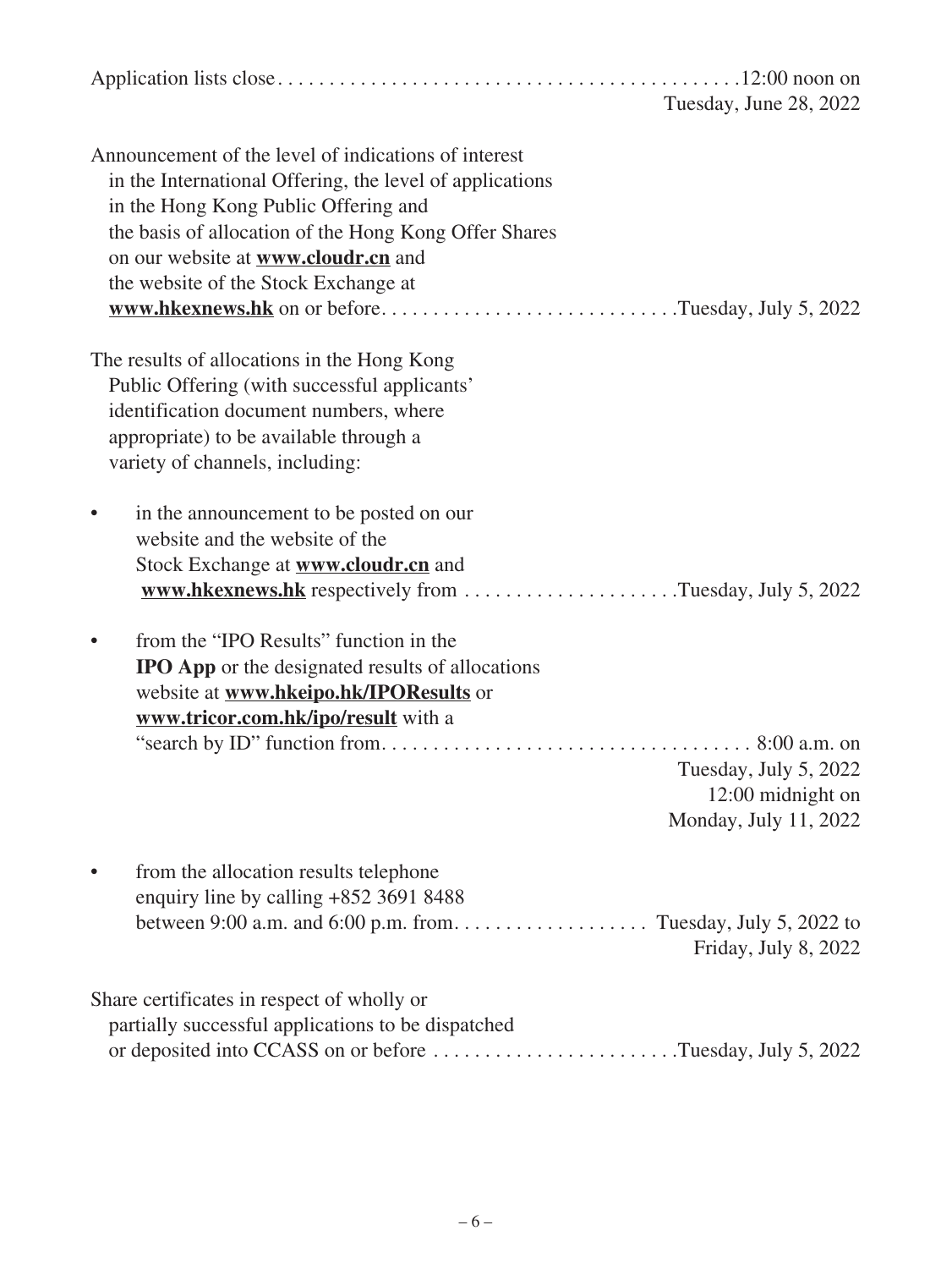| | |
|---|---|
| Application lists close | 12:00 noon on Tuesday, June 28, 2022 |
| Announcement of the level of indications of interest in the International Offering, the level of applications in the Hong Kong Public Offering and the basis of allocation of the Hong Kong Offer Shares on our website at **www.cloudr.cn** and the website of the Stock Exchange at **www.hkexnews.hk** on or before | Tuesday, July 5, 2022 |
| The results of allocations in the Hong Kong Public Offering (with successful applicants' identification document numbers, where appropriate) to be available through a variety of channels, including: | |
| • in the announcement to be posted on our website and the website of the Stock Exchange at **www.cloudr.cn** and **www.hkexnews.hk** respectively from | Tuesday, July 5, 2022 |
| • from the "IPO Results" function in the **IPO App** or the designated results of allocations website at **www.hkeipo.hk/IPOResults** or **www.tricor.com.hk/ipo/result** with a "search by ID" function from | 8:00 a.m. on Tuesday, July 5, 2022 12:00 midnight on Monday, July 11, 2022 |
| • from the allocation results telephone enquiry line by calling +852 3691 8488 between 9:00 a.m. and 6:00 p.m. from | Tuesday, July 5, 2022 to Friday, July 8, 2022 |
| Share certificates in respect of wholly or partially successful applications to be dispatched or deposited into CCASS on or before | Tuesday, July 5, 2022 |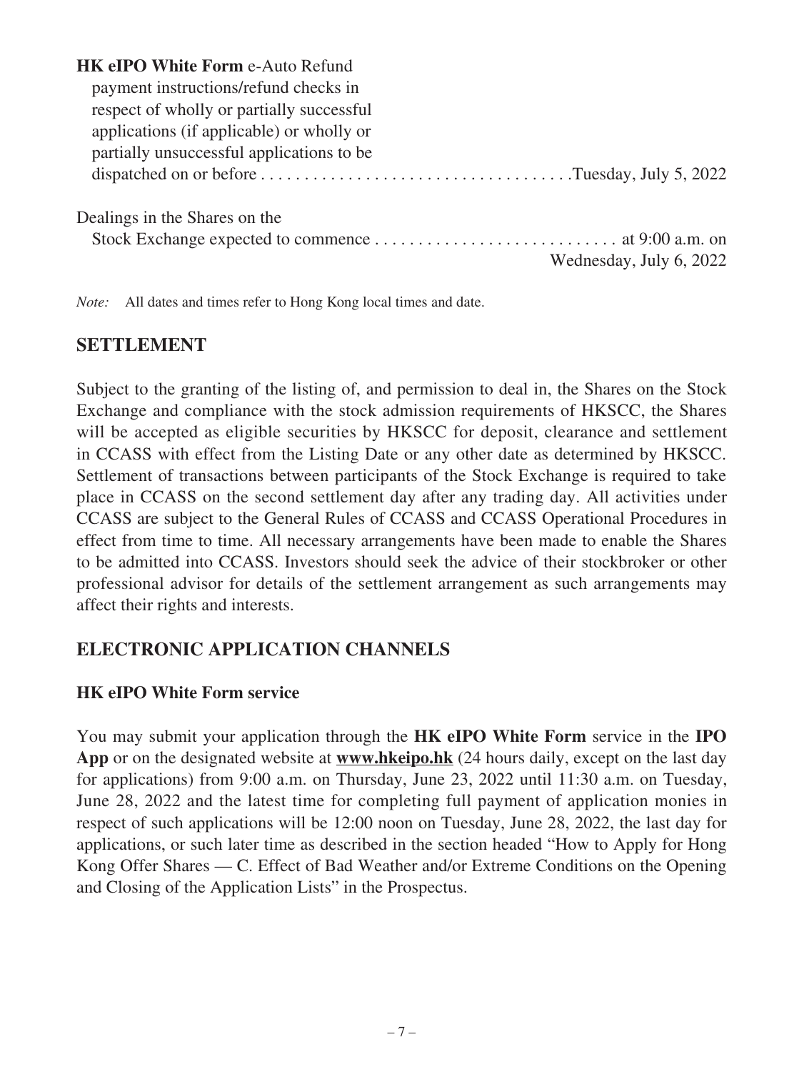**HK eIPO White Form** e-Auto Refund payment instructions/refund checks in respect of wholly or partially successful applications (if applicable) or wholly or partially unsuccessful applications to be dispatched on or before . . . . . . . . . . . . . . . . . . . . . . . . . . . . . . . . . . .Tuesday, July 5, 2022

Dealings in the Shares on the Stock Exchange expected to commence . . . . . . . . . . . . . . . . . . . . . . . . . . . . at 9:00 a.m. on Wednesday, July 6, 2022

*Note:* All dates and times refer to Hong Kong local times and date.

## SETTLEMENT

Subject to the granting of the listing of, and permission to deal in, the Shares on the Stock Exchange and compliance with the stock admission requirements of HKSCC, the Shares will be accepted as eligible securities by HKSCC for deposit, clearance and settlement in CCASS with effect from the Listing Date or any other date as determined by HKSCC. Settlement of transactions between participants of the Stock Exchange is required to take place in CCASS on the second settlement day after any trading day. All activities under CCASS are subject to the General Rules of CCASS and CCASS Operational Procedures in effect from time to time. All necessary arrangements have been made to enable the Shares to be admitted into CCASS. Investors should seek the advice of their stockbroker or other professional advisor for details of the settlement arrangement as such arrangements may affect their rights and interests.

## ELECTRONIC APPLICATION CHANNELS

### HK eIPO White Form service

You may submit your application through the **HK eIPO White Form** service in the **IPO App** or on the designated website at **www.hkeipo.hk** (24 hours daily, except on the last day for applications) from 9:00 a.m. on Thursday, June 23, 2022 until 11:30 a.m. on Tuesday, June 28, 2022 and the latest time for completing full payment of application monies in respect of such applications will be 12:00 noon on Tuesday, June 28, 2022, the last day for applications, or such later time as described in the section headed "How to Apply for Hong Kong Offer Shares — C. Effect of Bad Weather and/or Extreme Conditions on the Opening and Closing of the Application Lists" in the Prospectus.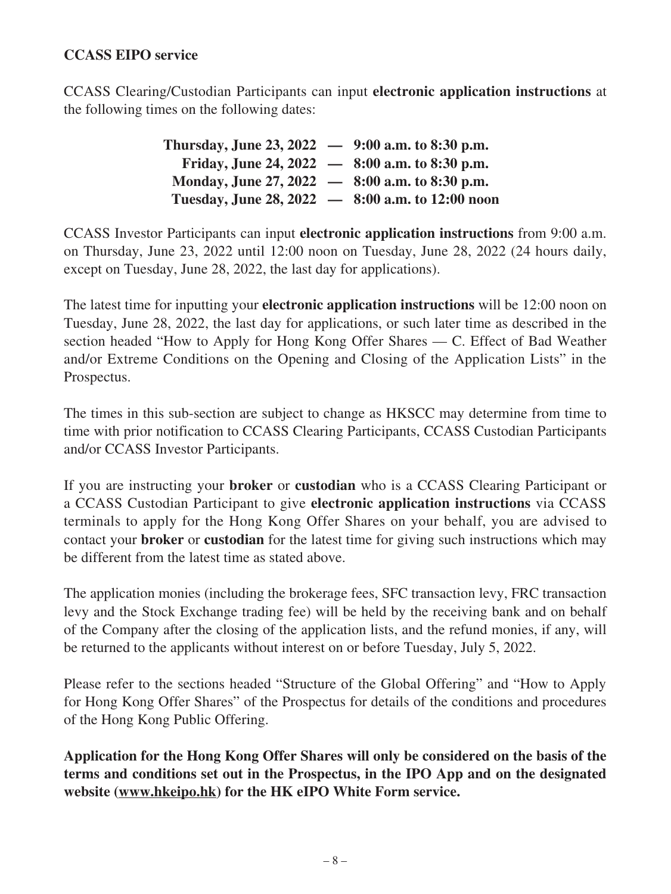**CCASS EIPO service**

CCASS Clearing/Custodian Participants can input **electronic application instructions** at the following times on the following dates:

**Thursday, June 23, 2022 — 9:00 a.m. to 8:30 p.m.**
**Friday, June 24, 2022 — 8:00 a.m. to 8:30 p.m.**
**Monday, June 27, 2022 — 8:00 a.m. to 8:30 p.m.**
**Tuesday, June 28, 2022 — 8:00 a.m. to 12:00 noon**

CCASS Investor Participants can input **electronic application instructions** from 9:00 a.m. on Thursday, June 23, 2022 until 12:00 noon on Tuesday, June 28, 2022 (24 hours daily, except on Tuesday, June 28, 2022, the last day for applications).

The latest time for inputting your **electronic application instructions** will be 12:00 noon on Tuesday, June 28, 2022, the last day for applications, or such later time as described in the section headed "How to Apply for Hong Kong Offer Shares — C. Effect of Bad Weather and/or Extreme Conditions on the Opening and Closing of the Application Lists" in the Prospectus.

The times in this sub-section are subject to change as HKSCC may determine from time to time with prior notification to CCASS Clearing Participants, CCASS Custodian Participants and/or CCASS Investor Participants.

If you are instructing your **broker** or **custodian** who is a CCASS Clearing Participant or a CCASS Custodian Participant to give **electronic application instructions** via CCASS terminals to apply for the Hong Kong Offer Shares on your behalf, you are advised to contact your **broker** or **custodian** for the latest time for giving such instructions which may be different from the latest time as stated above.

The application monies (including the brokerage fees, SFC transaction levy, FRC transaction levy and the Stock Exchange trading fee) will be held by the receiving bank and on behalf of the Company after the closing of the application lists, and the refund monies, if any, will be returned to the applicants without interest on or before Tuesday, July 5, 2022.

Please refer to the sections headed "Structure of the Global Offering" and "How to Apply for Hong Kong Offer Shares" of the Prospectus for details of the conditions and procedures of the Hong Kong Public Offering.

**Application for the Hong Kong Offer Shares will only be considered on the basis of the terms and conditions set out in the Prospectus, in the IPO App and on the designated website (www.hkeipo.hk) for the HK eIPO White Form service.**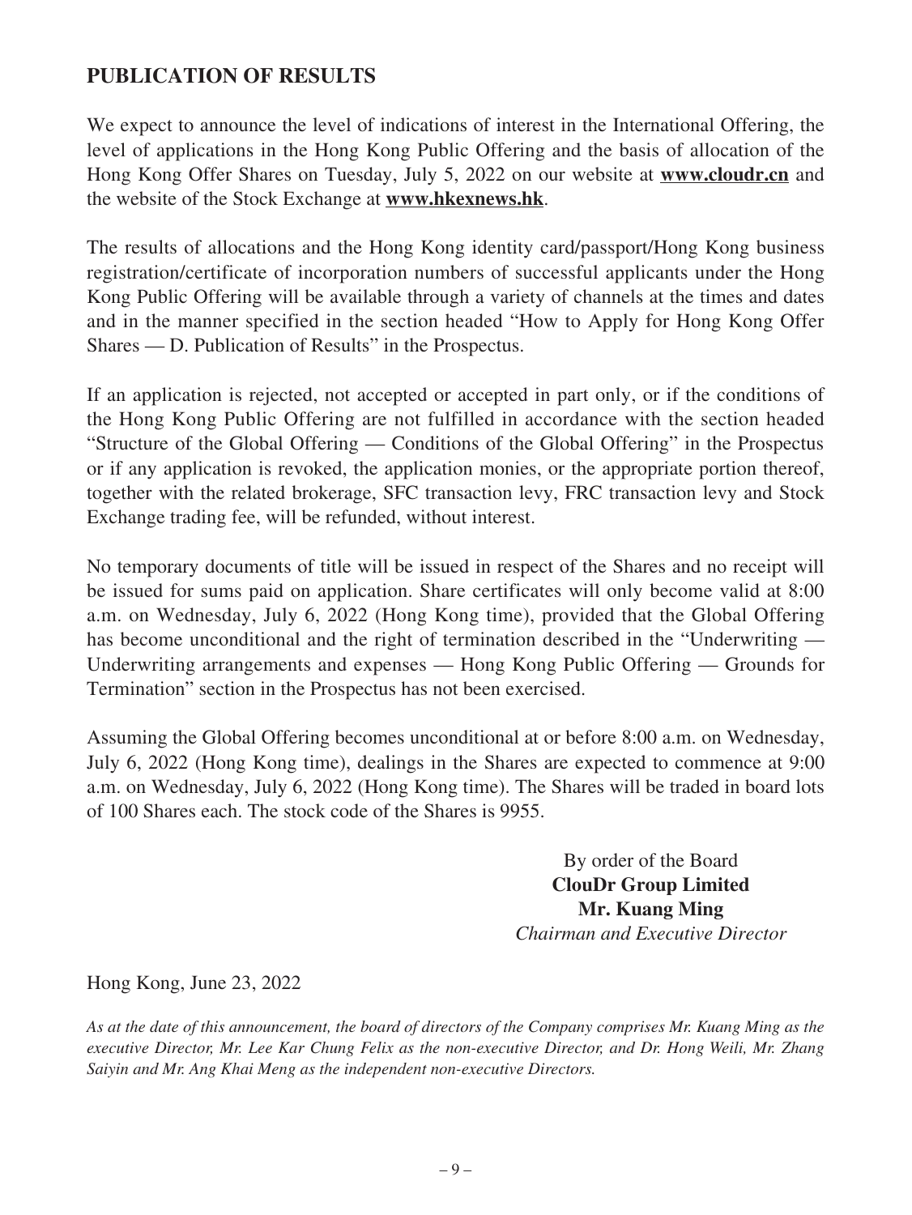## PUBLICATION OF RESULTS

We expect to announce the level of indications of interest in the International Offering, the level of applications in the Hong Kong Public Offering and the basis of allocation of the Hong Kong Offer Shares on Tuesday, July 5, 2022 on our website at **www.cloudr.cn** and the website of the Stock Exchange at **www.hkexnews.hk**.

The results of allocations and the Hong Kong identity card/passport/Hong Kong business registration/certificate of incorporation numbers of successful applicants under the Hong Kong Public Offering will be available through a variety of channels at the times and dates and in the manner specified in the section headed "How to Apply for Hong Kong Offer Shares — D. Publication of Results" in the Prospectus.

If an application is rejected, not accepted or accepted in part only, or if the conditions of the Hong Kong Public Offering are not fulfilled in accordance with the section headed "Structure of the Global Offering — Conditions of the Global Offering" in the Prospectus or if any application is revoked, the application monies, or the appropriate portion thereof, together with the related brokerage, SFC transaction levy, FRC transaction levy and Stock Exchange trading fee, will be refunded, without interest.

No temporary documents of title will be issued in respect of the Shares and no receipt will be issued for sums paid on application. Share certificates will only become valid at 8:00 a.m. on Wednesday, July 6, 2022 (Hong Kong time), provided that the Global Offering has become unconditional and the right of termination described in the "Underwriting — Underwriting arrangements and expenses — Hong Kong Public Offering — Grounds for Termination" section in the Prospectus has not been exercised.

Assuming the Global Offering becomes unconditional at or before 8:00 a.m. on Wednesday, July 6, 2022 (Hong Kong time), dealings in the Shares are expected to commence at 9:00 a.m. on Wednesday, July 6, 2022 (Hong Kong time). The Shares will be traded in board lots of 100 Shares each. The stock code of the Shares is 9955.

By order of the Board
**ClouDr Group Limited**
**Mr. Kuang Ming**
*Chairman and Executive Director*

Hong Kong, June 23, 2022

*As at the date of this announcement, the board of directors of the Company comprises Mr. Kuang Ming as the executive Director, Mr. Lee Kar Chung Felix as the non-executive Director, and Dr. Hong Weili, Mr. Zhang Saiyin and Mr. Ang Khai Meng as the independent non-executive Directors.*